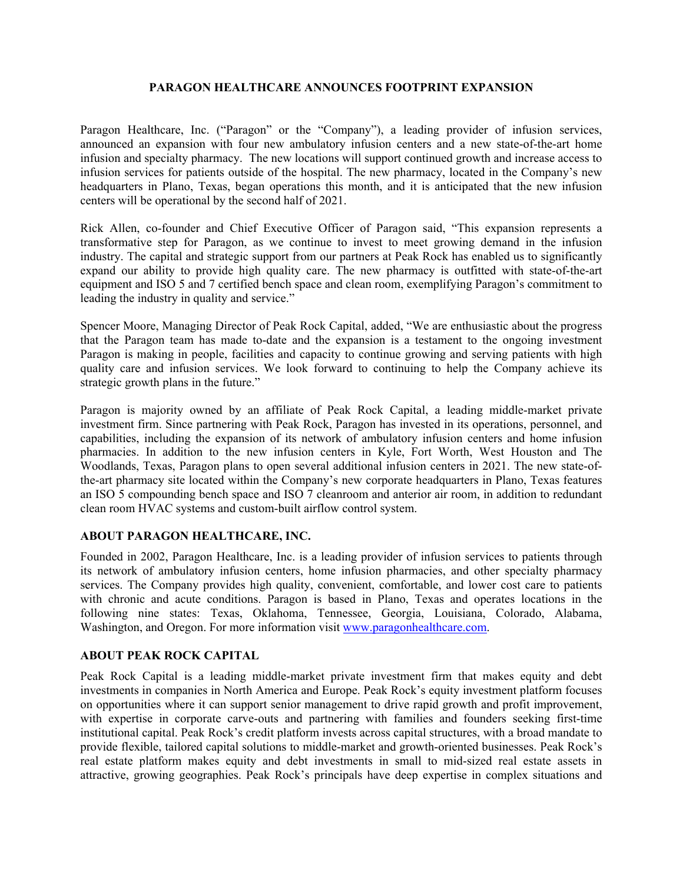# PARAGON HEALTHCARE ANNOUNCES FOOTPRINT EXPANSION

Paragon Healthcare, Inc. ("Paragon" or the "Company"), a leading provider of infusion services, announced an expansion with four new ambulatory infusion centers and a new state-of-the-art home infusion and specialty pharmacy. The new locations will support continued growth and increase access to infusion services for patients outside of the hospital. The new pharmacy, located in the Company's new headquarters in Plano, Texas, began operations this month, and it is anticipated that the new infusion centers will be operational by the second half of 2021.

Rick Allen, co-founder and Chief Executive Officer of Paragon said, "This expansion represents a transformative step for Paragon, as we continue to invest to meet growing demand in the infusion industry. The capital and strategic support from our partners at Peak Rock has enabled us to significantly expand our ability to provide high quality care. The new pharmacy is outfitted with state-of-the-art equipment and ISO 5 and 7 certified bench space and clean room, exemplifying Paragon's commitment to leading the industry in quality and service."

Spencer Moore, Managing Director of Peak Rock Capital, added, "We are enthusiastic about the progress that the Paragon team has made to-date and the expansion is a testament to the ongoing investment Paragon is making in people, facilities and capacity to continue growing and serving patients with high quality care and infusion services. We look forward to continuing to help the Company achieve its strategic growth plans in the future."

Paragon is majority owned by an affiliate of Peak Rock Capital, a leading middle-market private investment firm. Since partnering with Peak Rock, Paragon has invested in its operations, personnel, and capabilities, including the expansion of its network of ambulatory infusion centers and home infusion pharmacies. In addition to the new infusion centers in Kyle, Fort Worth, West Houston and The Woodlands, Texas, Paragon plans to open several additional infusion centers in 2021. The new state-of-the-art pharmacy site located within the Company's new corporate headquarters in Plano, Texas features an ISO 5 compounding bench space and ISO 7 cleanroom and anterior air room, in addition to redundant clean room HVAC systems and custom-built airflow control system.

## ABOUT PARAGON HEALTHCARE, INC.

Founded in 2002, Paragon Healthcare, Inc. is a leading provider of infusion services to patients through its network of ambulatory infusion centers, home infusion pharmacies, and other specialty pharmacy services. The Company provides high quality, convenient, comfortable, and lower cost care to patients with chronic and acute conditions. Paragon is based in Plano, Texas and operates locations in the following nine states: Texas, Oklahoma, Tennessee, Georgia, Louisiana, Colorado, Alabama, Washington, and Oregon. For more information visit [www.paragonhealthcare.com](http://www.paragonhealthcare.com).

## ABOUT PEAK ROCK CAPITAL

Peak Rock Capital is a leading middle-market private investment firm that makes equity and debt investments in companies in North America and Europe. Peak Rock's equity investment platform focuses on opportunities where it can support senior management to drive rapid growth and profit improvement, with expertise in corporate carve-outs and partnering with families and founders seeking first-time institutional capital. Peak Rock's credit platform invests across capital structures, with a broad mandate to provide flexible, tailored capital solutions to middle-market and growth-oriented businesses. Peak Rock's real estate platform makes equity and debt investments in small to mid-sized real estate assets in attractive, growing geographies. Peak Rock's principals have deep expertise in complex situations and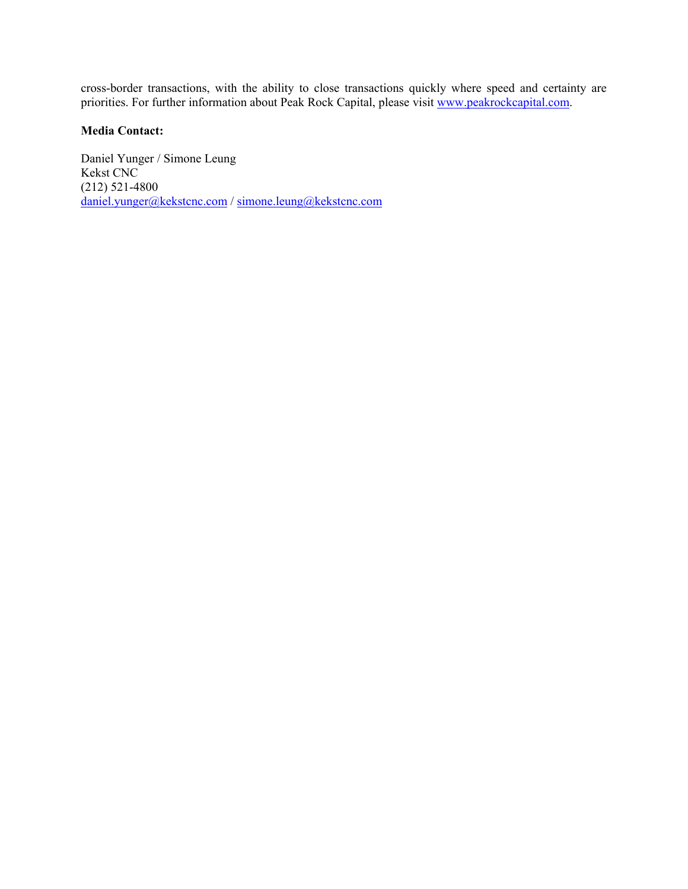cross-border transactions, with the ability to close transactions quickly where speed and certainty are priorities. For further information about Peak Rock Capital, please visit www.peakrockcapital.com.

**Media Contact:**

Daniel Yunger / Simone Leung  
Kekst CNC  
(212) 521-4800  
daniel.yunger@kekstcnc.com / simone.leung@kekstcnc.com